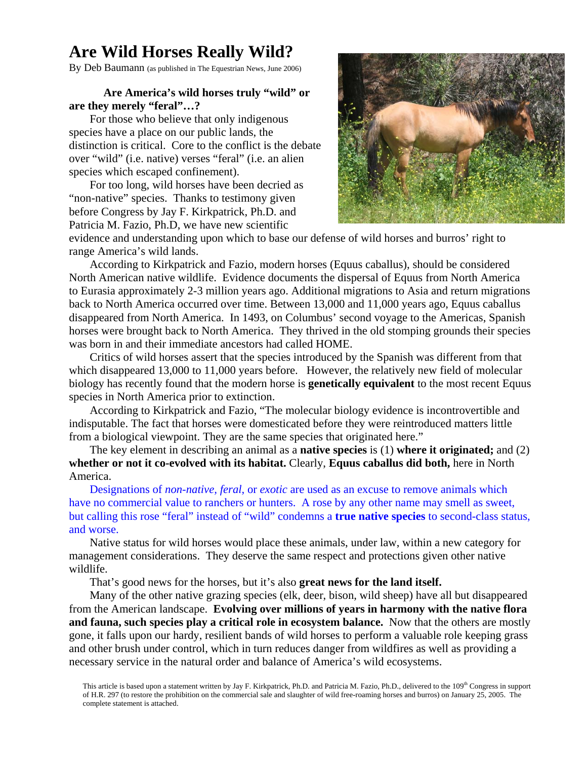# Are Wild Horses Really Wild?

By Deb Baumann (as published in The Equestrian News, June 2006)

**Are America's wild horses truly "wild" or are they merely "feral"…?**

For those who believe that only indigenous species have a place on our public lands, the distinction is critical. Core to the conflict is the debate over "wild" (i.e. native) verses "feral" (i.e. an alien species which escaped confinement).

For too long, wild horses have been decried as "non-native" species. Thanks to testimony given before Congress by Jay F. Kirkpatrick, Ph.D. and Patricia M. Fazio, Ph.D, we have new scientific evidence and understanding upon which to base our defense of wild horses and burros' right to range America's wild lands.

According to Kirkpatrick and Fazio, modern horses (Equus caballus), should be considered North American native wildlife. Evidence documents the dispersal of Equus from North America to Eurasia approximately 2-3 million years ago. Additional migrations to Asia and return migrations back to North America occurred over time. Between 13,000 and 11,000 years ago, Equus caballus disappeared from North America. In 1493, on Columbus' second voyage to the Americas, Spanish horses were brought back to North America. They thrived in the old stomping grounds their species was born in and their immediate ancestors had called HOME.

Critics of wild horses assert that the species introduced by the Spanish was different from that which disappeared 13,000 to 11,000 years before. However, the relatively new field of molecular biology has recently found that the modern horse is **genetically equivalent** to the most recent Equus species in North America prior to extinction.

According to Kirkpatrick and Fazio, "The molecular biology evidence is incontrovertible and indisputable. The fact that horses were domesticated before they were reintroduced matters little from a biological viewpoint. They are the same species that originated here."

The key element in describing an animal as a **native species** is (1) **where it originated;** and (2) **whether or not it co-evolved with its habitat.** Clearly, **Equus caballus did both,** here in North America.

Designations of *non-native, feral,* or *exotic* are used as an excuse to remove animals which have no commercial value to ranchers or hunters. A rose by any other name may smell as sweet, but calling this rose "feral" instead of "wild" condemns a **true native species** to second-class status, and worse.

Native status for wild horses would place these animals, under law, within a new category for management considerations. They deserve the same respect and protections given other native wildlife.

That's good news for the horses, but it's also **great news for the land itself.**

Many of the other native grazing species (elk, deer, bison, wild sheep) have all but disappeared from the American landscape. **Evolving over millions of years in harmony with the native flora and fauna, such species play a critical role in ecosystem balance.** Now that the others are mostly gone, it falls upon our hardy, resilient bands of wild horses to perform a valuable role keeping grass and other brush under control, which in turn reduces danger from wildfires as well as providing a necessary service in the natural order and balance of America's wild ecosystems.

This article is based upon a statement written by Jay F. Kirkpatrick, Ph.D. and Patricia M. Fazio, Ph.D., delivered to the 109th Congress in support of H.R. 297 (to restore the prohibition on the commercial sale and slaughter of wild free-roaming horses and burros) on January 25, 2005. The complete statement is attached.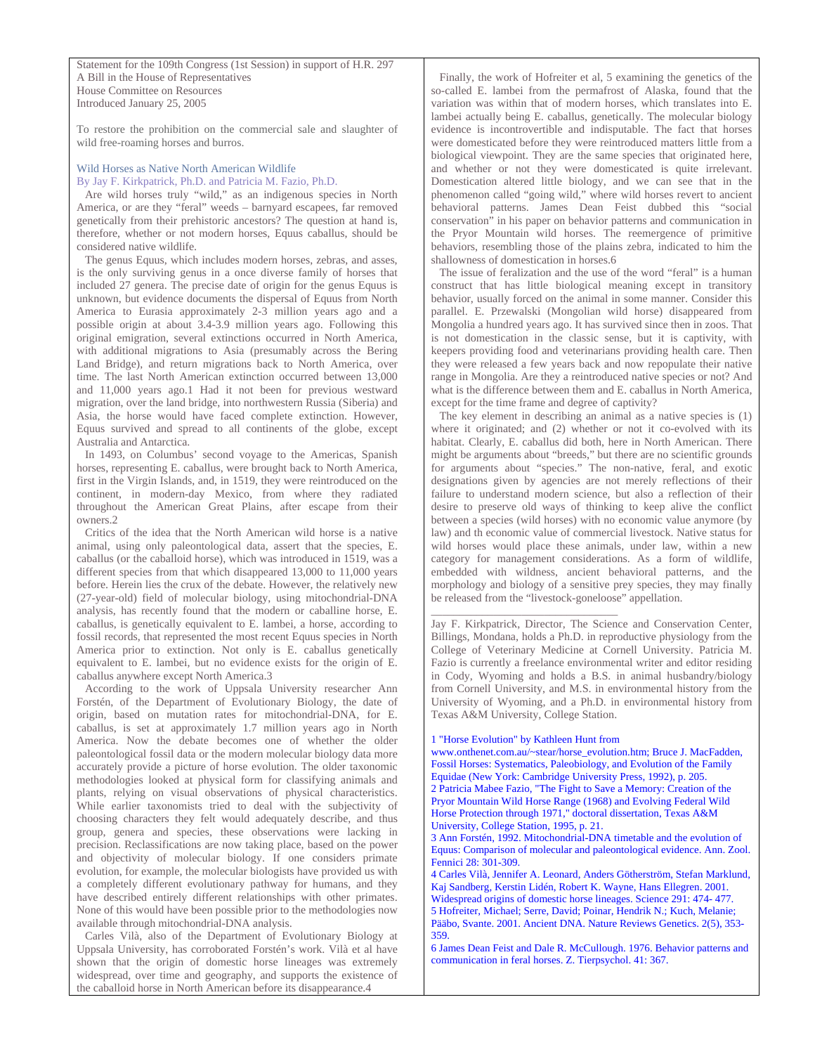Statement for the 109th Congress (1st Session) in support of H.R. 297
A Bill in the House of Representatives
House Committee on Resources
Introduced January 25, 2005

To restore the prohibition on the commercial sale and slaughter of wild free-roaming horses and burros.

## Wild Horses as Native North American Wildlife

By Jay F. Kirkpatrick, Ph.D. and Patricia M. Fazio, Ph.D.

Are wild horses truly "wild," as an indigenous species in North America, or are they "feral" weeds – barnyard escapees, far removed genetically from their prehistoric ancestors? The question at hand is, therefore, whether or not modern horses, Equus caballus, should be considered native wildlife.

The genus Equus, which includes modern horses, zebras, and asses, is the only surviving genus in a once diverse family of horses that included 27 genera. The precise date of origin for the genus Equus is unknown, but evidence documents the dispersal of Equus from North America to Eurasia approximately 2-3 million years ago and a possible origin at about 3.4-3.9 million years ago. Following this original emigration, several extinctions occurred in North America, with additional migrations to Asia (presumably across the Bering Land Bridge), and return migrations back to North America, over time. The last North American extinction occurred between 13,000 and 11,000 years ago.1 Had it not been for previous westward migration, over the land bridge, into northwestern Russia (Siberia) and Asia, the horse would have faced complete extinction. However, Equus survived and spread to all continents of the globe, except Australia and Antarctica.

In 1493, on Columbus' second voyage to the Americas, Spanish horses, representing E. caballus, were brought back to North America, first in the Virgin Islands, and, in 1519, they were reintroduced on the continent, in modern-day Mexico, from where they radiated throughout the American Great Plains, after escape from their owners.2

Critics of the idea that the North American wild horse is a native animal, using only paleontological data, assert that the species, E. caballus (or the caballoid horse), which was introduced in 1519, was a different species from that which disappeared 13,000 to 11,000 years before. Herein lies the crux of the debate. However, the relatively new (27-year-old) field of molecular biology, using mitochondrial-DNA analysis, has recently found that the modern or caballine horse, E. caballus, is genetically equivalent to E. lambei, a horse, according to fossil records, that represented the most recent Equus species in North America prior to extinction. Not only is E. caballus genetically equivalent to E. lambei, but no evidence exists for the origin of E. caballus anywhere except North America.3

According to the work of Uppsala University researcher Ann Forstén, of the Department of Evolutionary Biology, the date of origin, based on mutation rates for mitochondrial-DNA, for E. caballus, is set at approximately 1.7 million years ago in North America. Now the debate becomes one of whether the older paleontological fossil data or the modern molecular biology data more accurately provide a picture of horse evolution. The older taxonomic methodologies looked at physical form for classifying animals and plants, relying on visual observations of physical characteristics. While earlier taxonomists tried to deal with the subjectivity of choosing characters they felt would adequately describe, and thus group, genera and species, these observations were lacking in precision. Reclassifications are now taking place, based on the power and objectivity of molecular biology. If one considers primate evolution, for example, the molecular biologists have provided us with a completely different evolutionary pathway for humans, and they have described entirely different relationships with other primates. None of this would have been possible prior to the methodologies now available through mitochondrial-DNA analysis.

Carles Vilà, also of the Department of Evolutionary Biology at Uppsala University, has corroborated Forstén's work. Vilà et al have shown that the origin of domestic horse lineages was extremely widespread, over time and geography, and supports the existence of the caballoid horse in North American before its disappearance.4

Finally, the work of Hofreiter et al, 5 examining the genetics of the so-called E. lambei from the permafrost of Alaska, found that the variation was within that of modern horses, which translates into E. lambei actually being E. caballus, genetically. The molecular biology evidence is incontrovertible and indisputable. The fact that horses were domesticated before they were reintroduced matters little from a biological viewpoint. They are the same species that originated here, and whether or not they were domesticated is quite irrelevant. Domestication altered little biology, and we can see that in the phenomenon called "going wild," where wild horses revert to ancient behavioral patterns. James Dean Feist dubbed this "social conservation" in his paper on behavior patterns and communication in the Pryor Mountain wild horses. The reemergence of primitive behaviors, resembling those of the plains zebra, indicated to him the shallowness of domestication in horses.6

The issue of feralization and the use of the word "feral" is a human construct that has little biological meaning except in transitory behavior, usually forced on the animal in some manner. Consider this parallel. E. Przewalski (Mongolian wild horse) disappeared from Mongolia a hundred years ago. It has survived since then in zoos. That is not domestication in the classic sense, but it is captivity, with keepers providing food and veterinarians providing health care. Then they were released a few years back and now repopulate their native range in Mongolia. Are they a reintroduced native species or not? And what is the difference between them and E. caballus in North America, except for the time frame and degree of captivity?

The key element in describing an animal as a native species is (1) where it originated; and (2) whether or not it co-evolved with its habitat. Clearly, E. caballus did both, here in North American. There might be arguments about "breeds," but there are no scientific grounds for arguments about "species." The non-native, feral, and exotic designations given by agencies are not merely reflections of their failure to understand modern science, but also a reflection of their desire to preserve old ways of thinking to keep alive the conflict between a species (wild horses) with no economic value anymore (by law) and th economic value of commercial livestock. Native status for wild horses would place these animals, under law, within a new category for management considerations. As a form of wildlife, embedded with wildness, ancient behavioral patterns, and the morphology and biology of a sensitive prey species, they may finally be released from the "livestock-goneloose" appellation.

---

Jay F. Kirkpatrick, Director, The Science and Conservation Center, Billings, Mondana, holds a Ph.D. in reproductive physiology from the College of Veterinary Medicine at Cornell University. Patricia M. Fazio is currently a freelance environmental writer and editor residing in Cody, Wyoming and holds a B.S. in animal husbandry/biology from Cornell University, and M.S. in environmental history from the University of Wyoming, and a Ph.D. in environmental history from Texas A&M University, College Station.

1 "Horse Evolution" by Kathleen Hunt from www.onthenet.com.au/~stear/horse_evolution.htm; Bruce J. MacFadden, Fossil Horses: Systematics, Paleobiology, and Evolution of the Family Equidae (New York: Cambridge University Press, 1992), p. 205.
2 Patricia Mabee Fazio, "The Fight to Save a Memory: Creation of the Pryor Mountain Wild Horse Range (1968) and Evolving Federal Wild Horse Protection through 1971," doctoral dissertation, Texas A&M University, College Station, 1995, p. 21.
3 Ann Forstén, 1992. Mitochondrial-DNA timetable and the evolution of Equus: Comparison of molecular and paleontological evidence. Ann. Zool. Fennici 28: 301-309.
4 Carles Vilà, Jennifer A. Leonard, Anders Götherström, Stefan Marklund, Kaj Sandberg, Kerstin Lidén, Robert K. Wayne, Hans Ellegren. 2001. Widespread origins of domestic horse lineages. Science 291: 474- 477.
5 Hofreiter, Michael; Serre, David; Poinar, Hendrik N.; Kuch, Melanie; Pääbo, Svante. 2001. Ancient DNA. Nature Reviews Genetics. 2(5), 353-359.
6 James Dean Feist and Dale R. McCullough. 1976. Behavior patterns and communication in feral horses. Z. Tierpsychol. 41: 367.